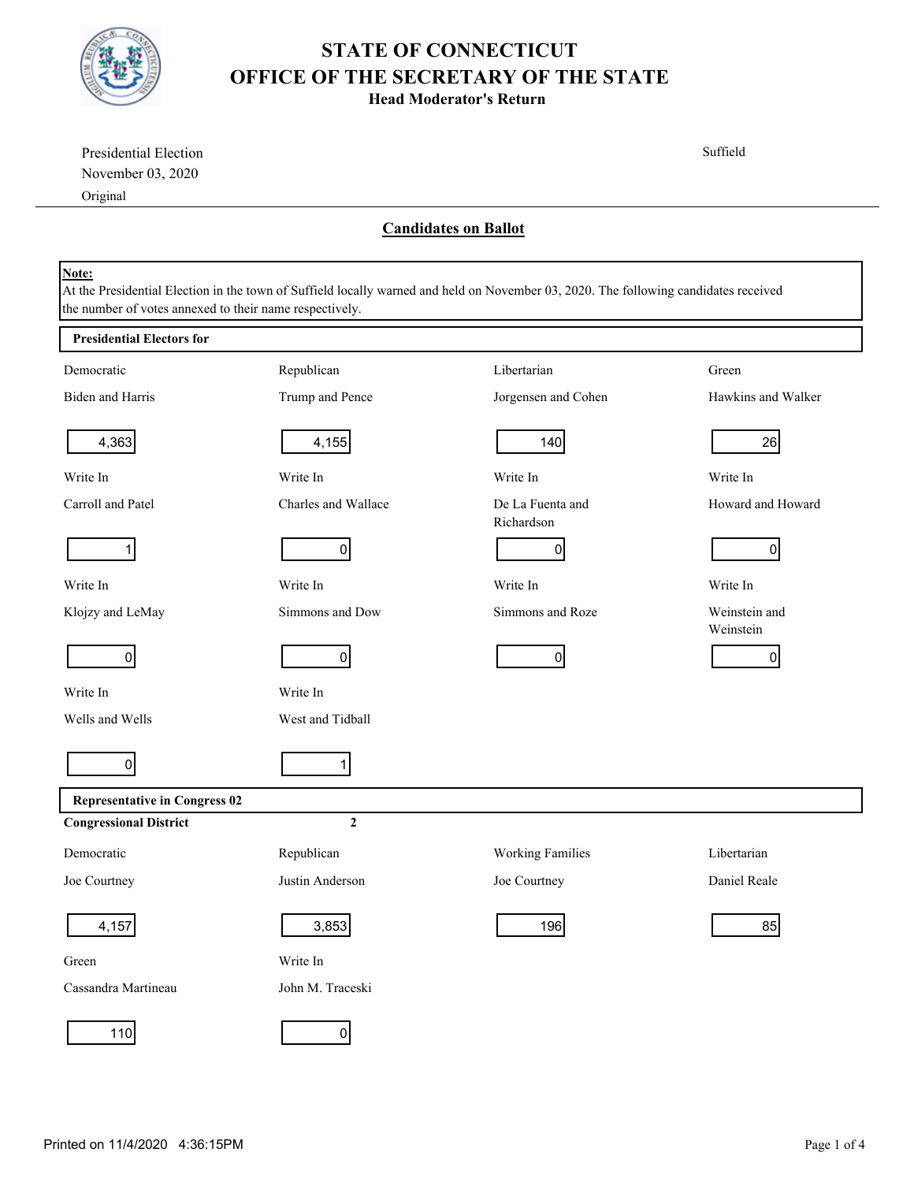# STATE OF CONNECTICUT
# OFFICE OF THE SECRETARY OF THE STATE
### Head Moderator's Return

Presidential Election
November 03, 2020
Original

Suffield

## Candidates on Ballot

**Note:**
At the Presidential Election in the town of Suffield locally warned and held on November 03, 2020. The following candidates received the number of votes annexed to their name respectively.

### Presidential Electors for

| Party | Candidate | Votes |
|---|---|---|
| Democratic | Biden and Harris | 4,363 |
| Republican | Trump and Pence | 4,155 |
| Libertarian | Jorgensen and Cohen | 140 |
| Green | Hawkins and Walker | 26 |
| Write In | Carroll and Patel | 1 |
| Write In | Charles and Wallace | 0 |
| Write In | De La Fuenta and Richardson | 0 |
| Write In | Howard and Howard | 0 |
| Write In | Klojzy and LeMay | 0 |
| Write In | Simmons and Dow | 0 |
| Write In | Simmons and Roze | 0 |
| Write In | Weinstein and Weinstein | 0 |
| Write In | Wells and Wells | 0 |
| Write In | West and Tidball | 1 |

### Representative in Congress 02

**Congressional District** 2

| Party | Candidate | Votes |
|---|---|---|
| Democratic | Joe Courtney | 4,157 |
| Republican | Justin Anderson | 3,853 |
| Working Families | Joe Courtney | 196 |
| Libertarian | Daniel Reale | 85 |
| Green | Cassandra Martineau | 110 |
| Write In | John M. Traceski | 0 |

Printed on 11/4/2020 4:36:15PM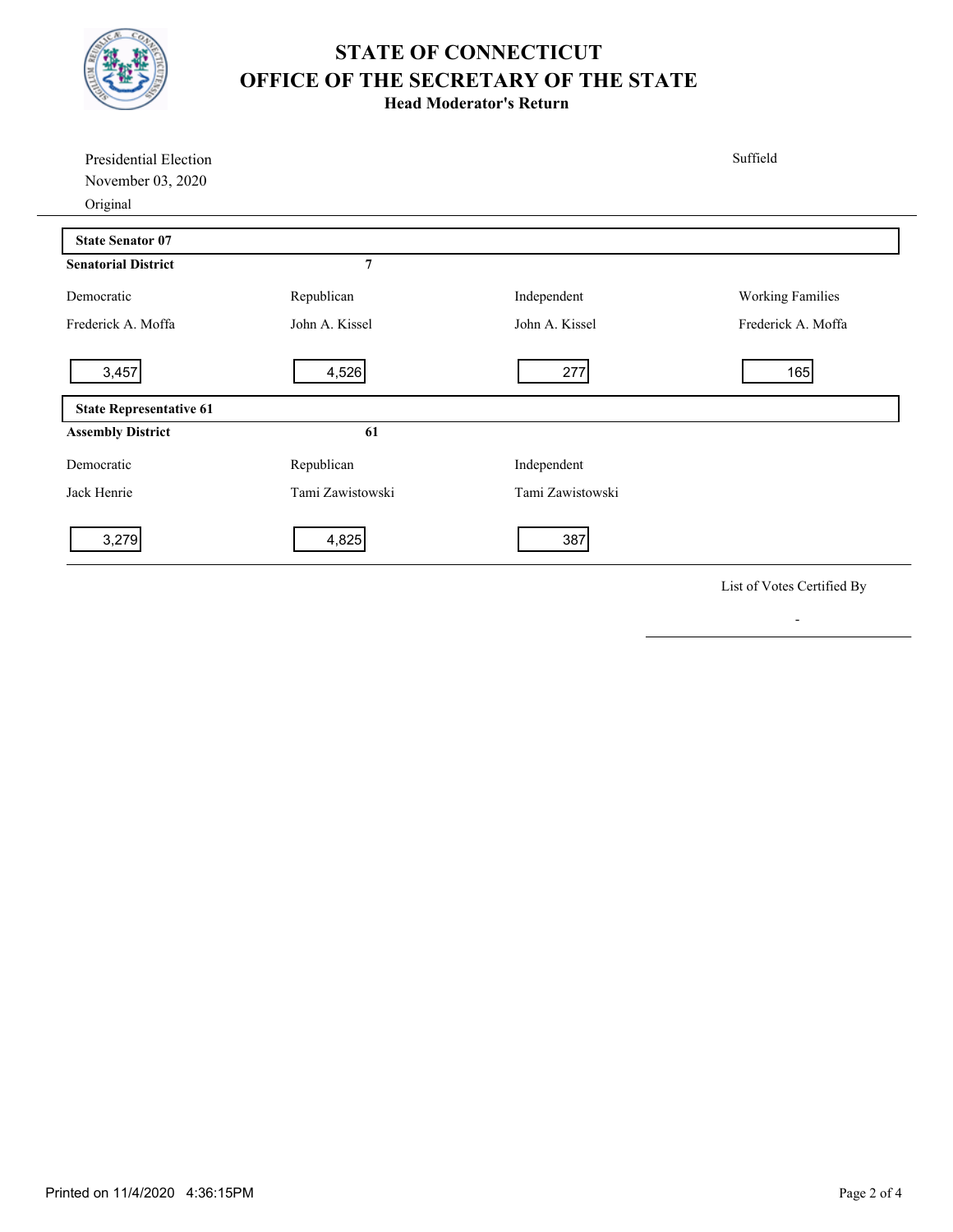# STATE OF CONNECTICUT
# OFFICE OF THE SECRETARY OF THE STATE
### Head Moderator's Return

Presidential Election
November 03, 2020
Original

Suffield

---

**State Senator 07**

**Senatorial District** 7

| Democratic | Republican | Independent | Working Families |
|---|---|---|---|
| Frederick A. Moffa | John A. Kissel | John A. Kissel | Frederick A. Moffa |
| 3,457 | 4,526 | 277 | 165 |

**State Representative 61**

**Assembly District** 61

| Democratic | Republican | Independent |
|---|---|---|
| Jack Henrie | Tami Zawistowski | Tami Zawistowski |
| 3,279 | 4,825 | 387 |

List of Votes Certified By

-

Printed on 11/4/2020 4:36:15PM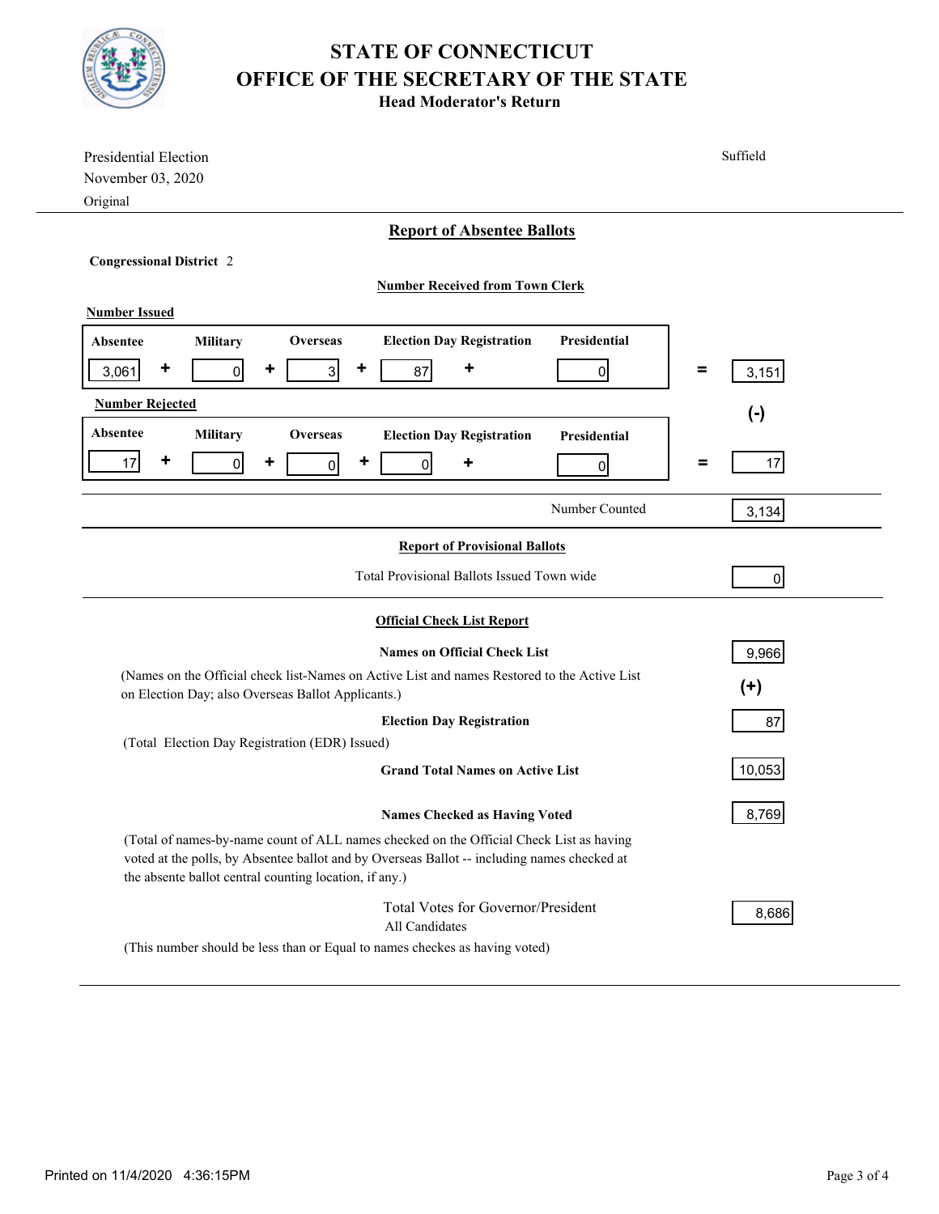# STATE OF CONNECTICUT
# OFFICE OF THE SECRETARY OF THE STATE
### Head Moderator's Return

Presidential Election
November 03, 2020
Original

Suffield

---

## Report of Absentee Ballots

**Congressional District** 2

**Number Received from Town Clerk**

**Number Issued**

| Absentee | | Military | | Overseas | | Election Day Registration | | Presidential | | Total |
|---|---|---|---|---|---|---|---|---|---|---|
| 3,061 | + | 0 | + | 3 | + | 87 | + | 0 | = | 3,151 |

(-)

**Number Rejected**

| Absentee | | Military | | Overseas | | Election Day Registration | | Presidential | | Total |
|---|---|---|---|---|---|---|---|---|---|---|
| 17 | + | 0 | + | 0 | + | 0 | + | 0 | = | 17 |

Number Counted: 3,134

---

## Report of Provisional Ballots

Total Provisional Ballots Issued Town wide: 0

---

## Official Check List Report

**Names on Official Check List**: 9,966

(Names on the Official check list-Names on Active List and names Restored to the Active List on Election Day; also Overseas Ballot Applicants.)

(+)

**Election Day Registration**: 87

(Total Election Day Registration (EDR) Issued)

**Grand Total Names on Active List**: 10,053

**Names Checked as Having Voted**: 8,769

(Total of names-by-name count of ALL names checked on the Official Check List as having voted at the polls, by Absentee ballot and by Overseas Ballot -- including names checked at the absente ballot central counting location, if any.)

Total Votes for Governor/President
All Candidates: 8,686

(This number should be less than or Equal to names checkes as having voted)

Printed on 11/4/2020 4:36:15PM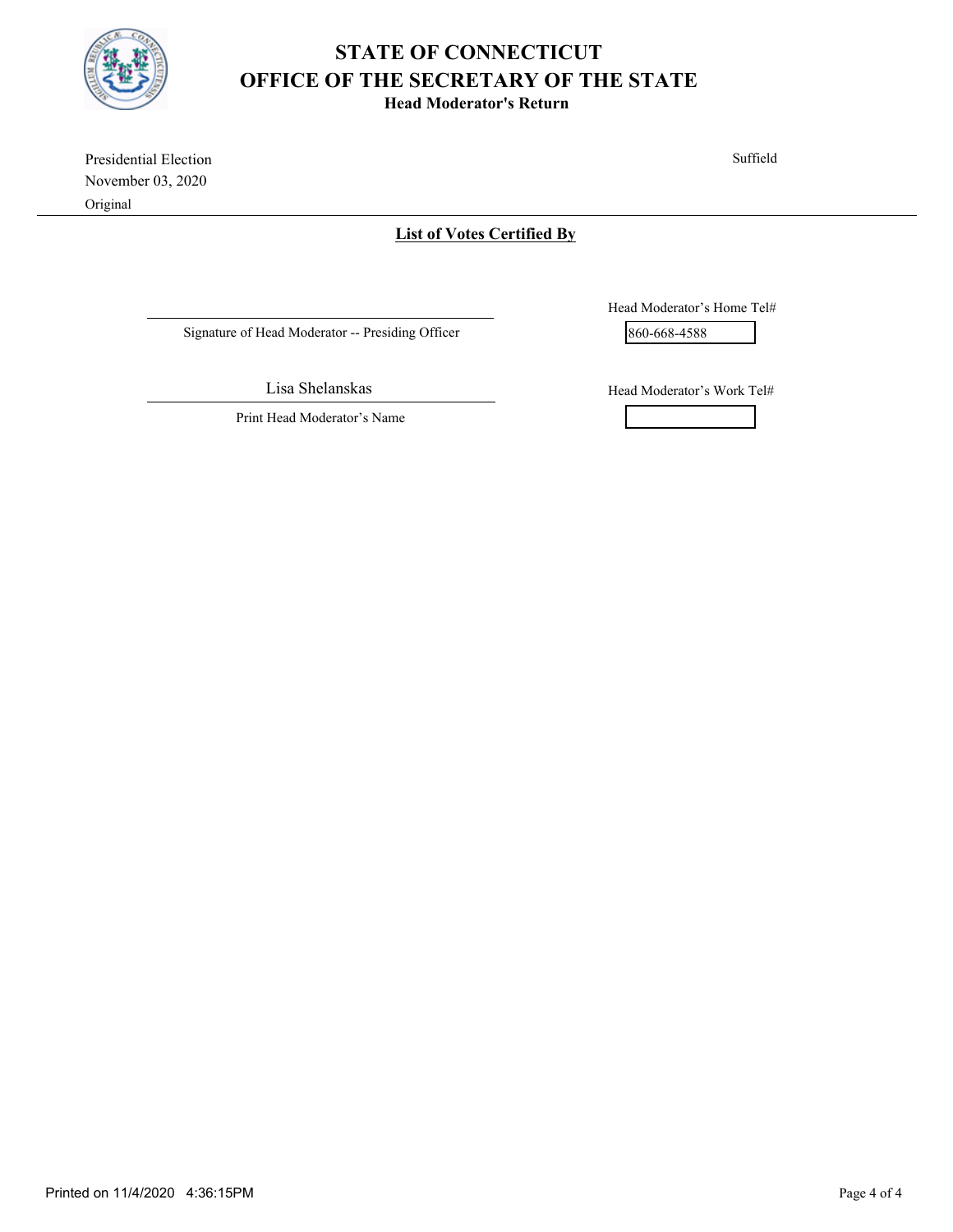# STATE OF CONNECTICUT
# OFFICE OF THE SECRETARY OF THE STATE
### Head Moderator's Return

Presidential Election
November 03, 2020
Original

Suffield

**List of Votes Certified By**

______________________________
Signature of Head Moderator -- Presiding Officer

Head Moderator's Home Tel#
860-668-4588

Lisa Shelanskas
______________________________
Print Head Moderator's Name

Head Moderator's Work Tel#

Printed on 11/4/2020 4:36:15PM